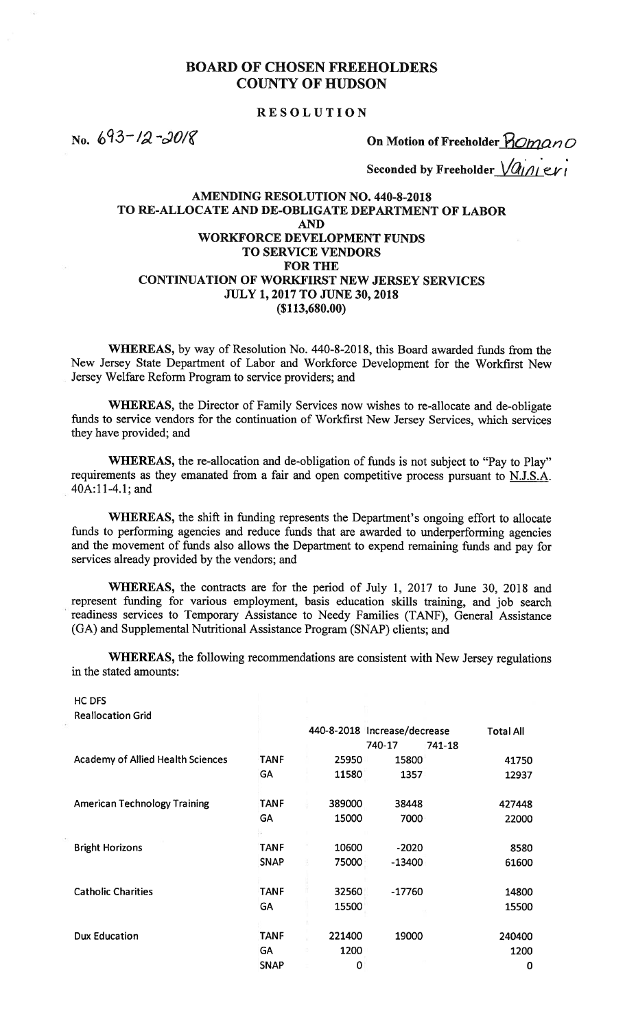# BOARD OF CHOSEN FREEHOLDERS
# COUNTY OF HUDSON

## RESOLUTION

No. 693-12-2018

On Motion of Freeholder Romano

Seconded by Freeholder Vainieri

### AMENDING RESOLUTION NO. 440-8-2018 TO RE-ALLOCATE AND DE-OBLIGATE DEPARTMENT OF LABOR AND WORKFORCE DEVELOPMENT FUNDS TO SERVICE VENDORS FOR THE CONTINUATION OF WORKFIRST NEW JERSEY SERVICES JULY 1, 2017 TO JUNE 30, 2018 ($113,680.00)

**WHEREAS,** by way of Resolution No. 440-8-2018, this Board awarded funds from the New Jersey State Department of Labor and Workforce Development for the Workfirst New Jersey Welfare Reform Program to service providers; and

**WHEREAS,** the Director of Family Services now wishes to re-allocate and de-obligate funds to service vendors for the continuation of Workfirst New Jersey Services, which services they have provided; and

**WHEREAS,** the re-allocation and de-obligation of funds is not subject to "Pay to Play" requirements as they emanated from a fair and open competitive process pursuant to N.J.S.A. 40A:11-4.1; and

**WHEREAS,** the shift in funding represents the Department's ongoing effort to allocate funds to performing agencies and reduce funds that are awarded to underperforming agencies and the movement of funds also allows the Department to expend remaining funds and pay for services already provided by the vendors; and

**WHEREAS,** the contracts are for the period of July 1, 2017 to June 30, 2018 and represent funding for various employment, basis education skills training, and job search readiness services to Temporary Assistance to Needy Families (TANF), General Assistance (GA) and Supplemental Nutritional Assistance Program (SNAP) clients; and

**WHEREAS,** the following recommendations are consistent with New Jersey regulations in the stated amounts:

HC DFS
Reallocation Grid

| | | 440-8-2018 | Increase/decrease | | Total All |
|---|---|---|---|---|---|
| | | | 740-17 | 741-18 | |
| Academy of Allied Health Sciences | TANF | 25950 | 15800 | | 41750 |
| | GA | 11580 | 1357 | | 12937 |
| American Technology Training | TANF | 389000 | 38448 | | 427448 |
| | GA | 15000 | 7000 | | 22000 |
| Bright Horizons | TANF | 10600 | -2020 | | 8580 |
| | SNAP | 75000 | -13400 | | 61600 |
| Catholic Charities | TANF | 32560 | -17760 | | 14800 |
| | GA | 15500 | | | 15500 |
| Dux Education | TANF | 221400 | 19000 | | 240400 |
| | GA | 1200 | | | 1200 |
| | SNAP | 0 | | | 0 |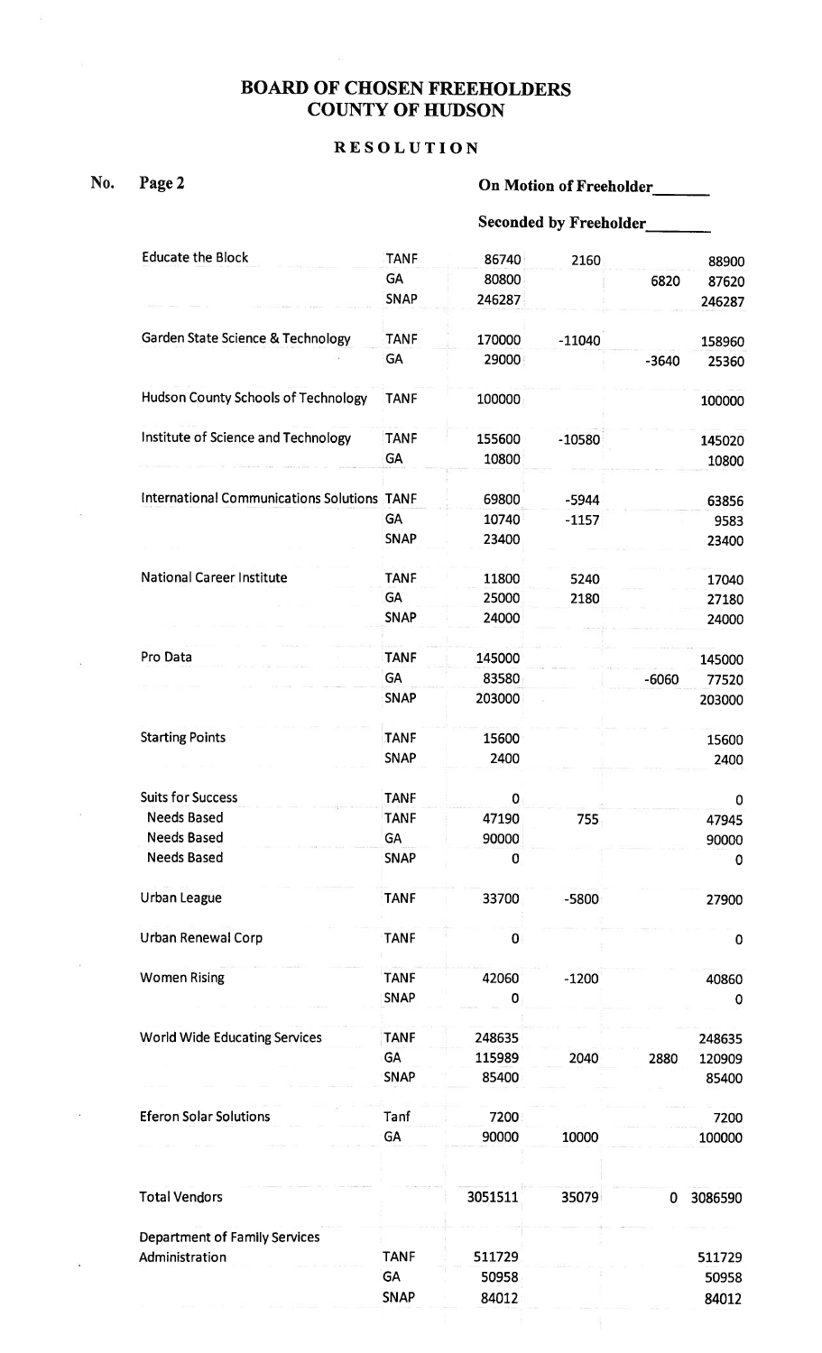# BOARD OF CHOSEN FREEHOLDERS
# COUNTY OF HUDSON

## RESOLUTION

No. Page 2

On Motion of Freeholder_______

Seconded by Freeholder_______

| | | | | | |
|---|---|---|---|---|---|
| Educate the Block | TANF | 86740 | 2160 | | 88900 |
| | GA | 80800 | | 6820 | 87620 |
| | SNAP | 246287 | | | 246287 |
| Garden State Science & Technology | TANF | 170000 | -11040 | | 158960 |
| | GA | 29000 | | -3640 | 25360 |
| Hudson County Schools of Technology | TANF | 100000 | | | 100000 |
| Institute of Science and Technology | TANF | 155600 | -10580 | | 145020 |
| | GA | 10800 | | | 10800 |
| International Communications Solutions | TANF | 69800 | -5944 | | 63856 |
| | GA | 10740 | -1157 | | 9583 |
| | SNAP | 23400 | | | 23400 |
| National Career Institute | TANF | 11800 | 5240 | | 17040 |
| | GA | 25000 | 2180 | | 27180 |
| | SNAP | 24000 | | | 24000 |
| Pro Data | TANF | 145000 | | | 145000 |
| | GA | 83580 | | -6060 | 77520 |
| | SNAP | 203000 | | | 203000 |
| Starting Points | TANF | 15600 | | | 15600 |
| | SNAP | 2400 | | | 2400 |
| Suits for Success | TANF | 0 | | | 0 |
| Needs Based | TANF | 47190 | 755 | | 47945 |
| Needs Based | GA | 90000 | | | 90000 |
| Needs Based | SNAP | 0 | | | 0 |
| Urban League | TANF | 33700 | -5800 | | 27900 |
| Urban Renewal Corp | TANF | 0 | | | 0 |
| Women Rising | TANF | 42060 | -1200 | | 40860 |
| | SNAP | 0 | | | 0 |
| World Wide Educating Services | TANF | 248635 | | | 248635 |
| | GA | 115989 | 2040 | 2880 | 120909 |
| | SNAP | 85400 | | | 85400 |
| Eferon Solar Solutions | Tanf | 7200 | | | 7200 |
| | GA | 90000 | 10000 | | 100000 |
| Total Vendors | | 3051511 | 35079 | 0 | 3086590 |
| Department of Family Services | | | | | |
| Administration | TANF | 511729 | | | 511729 |
| | GA | 50958 | | | 50958 |
| | SNAP | 84012 | | | 84012 |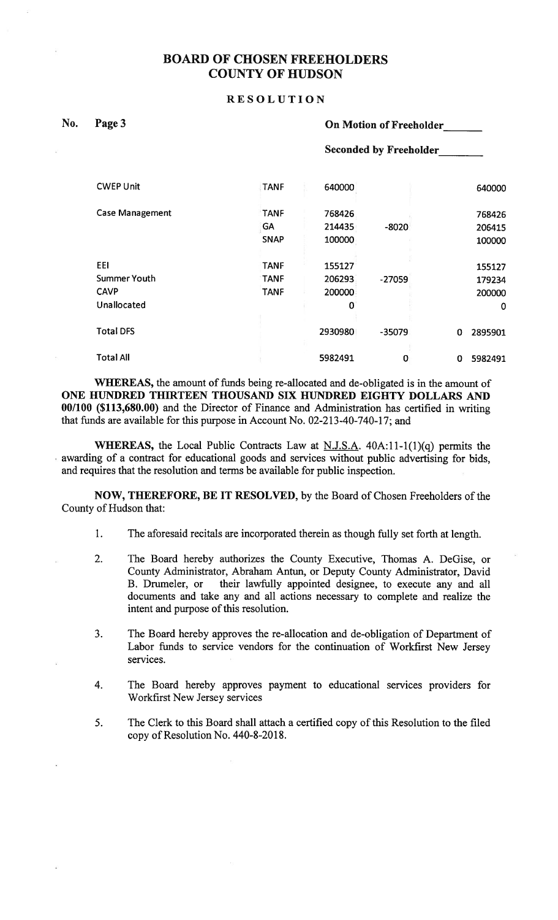# BOARD OF CHOSEN FREEHOLDERS
# COUNTY OF HUDSON

## RESOLUTION

**No.** **Page 3**

**On Motion of Freeholder\_\_\_\_\_\_\_**

**Seconded by Freeholder\_\_\_\_\_\_\_\_**

| | | | | | |
|---|---|---|---|---|---|
| CWEP Unit | TANF | 640000 | | | 640000 |
| Case Management | TANF | 768426 | | | 768426 |
| | GA | 214435 | -8020 | | 206415 |
| | SNAP | 100000 | | | 100000 |
| EEI | TANF | 155127 | | | 155127 |
| Summer Youth | TANF | 206293 | -27059 | | 179234 |
| CAVP | TANF | 200000 | | | 200000 |
| Unallocated | | 0 | | | 0 |
| Total DFS | | 2930980 | -35079 | 0 | 2895901 |
| Total All | | 5982491 | 0 | 0 | 5982491 |

**WHEREAS,** the amount of funds being re-allocated and de-obligated is in the amount of **ONE HUNDRED THIRTEEN THOUSAND SIX HUNDRED EIGHTY DOLLARS AND 00/100 ($113,680.00)** and the Director of Finance and Administration has certified in writing that funds are available for this purpose in Account No. 02-213-40-740-17; and

**WHEREAS,** the Local Public Contracts Law at N.J.S.A. 40A:11-1(1)(q) permits the awarding of a contract for educational goods and services without public advertising for bids, and requires that the resolution and terms be available for public inspection.

**NOW, THEREFORE, BE IT RESOLVED,** by the Board of Chosen Freeholders of the County of Hudson that:

1. The aforesaid recitals are incorporated therein as though fully set forth at length.

2. The Board hereby authorizes the County Executive, Thomas A. DeGise, or County Administrator, Abraham Antun, or Deputy County Administrator, David B. Drumeler, or their lawfully appointed designee, to execute any and all documents and take any and all actions necessary to complete and realize the intent and purpose of this resolution.

3. The Board hereby approves the re-allocation and de-obligation of Department of Labor funds to service vendors for the continuation of Workfirst New Jersey services.

4. The Board hereby approves payment to educational services providers for Workfirst New Jersey services

5. The Clerk to this Board shall attach a certified copy of this Resolution to the filed copy of Resolution No. 440-8-2018.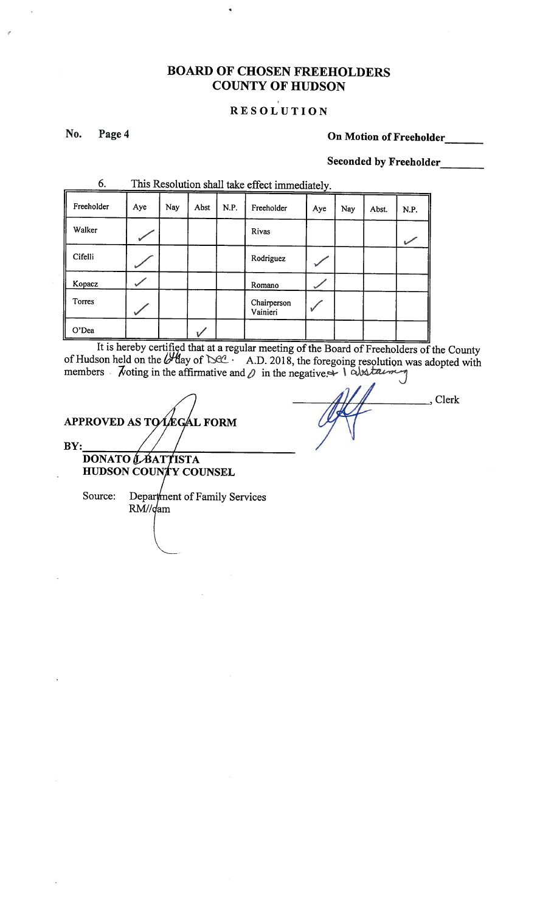# BOARD OF CHOSEN FREEHOLDERS
# COUNTY OF HUDSON

## RESOLUTION

**No. Page 4**

**On Motion of Freeholder________**

**Seconded by Freeholder________**

6. This Resolution shall take effect immediately.

| Freeholder | Aye | Nay | Abst | N.P. | Freeholder | Aye | Nay | Abst. | N.P. |
|---|---|---|---|---|---|---|---|---|---|
| Walker | ✓ | | | | Rivas | | | | ✓ |
| Cifelli | ✓ | | | | Rodriguez | ✓ | | | |
| Kopacz | ✓ | | | | Romano | ✓ | | | |
| Torres | ✓ | | | | Chairperson Vainieri | ✓ | | | |
| O'Dea | | | ✓ | | | | | | |

It is hereby certified that at a regular meeting of the Board of Freeholders of the County of Hudson held on the 6th day of Dec. A.D. 2018, the foregoing resolution was adopted with members 7 voting in the affirmative and 0 in the negative. + 1 abstaining

_______________, Clerk

**APPROVED AS TO LEGAL FORM**

**BY:_______________________________**
**DONATO J. BATTISTA**
**HUDSON COUNTY COUNSEL**

Source: Department of Family Services
RM//dam